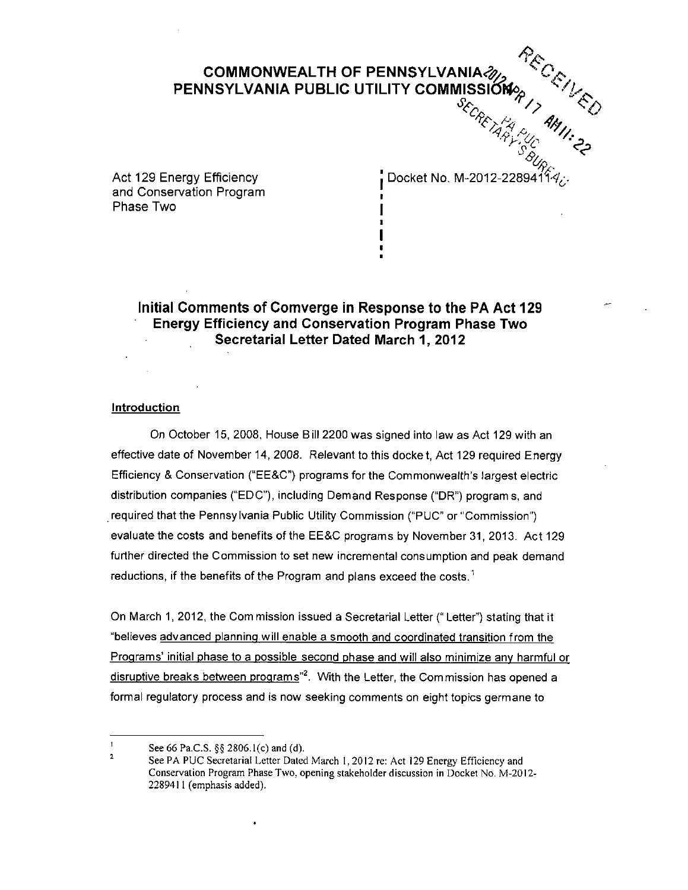# COMMONWEALTH OF PENNSYLVANIA
# PENNSYLVANIA PUBLIC UTILITY COMMISSION

RECEIVED
2012 APR 17 AM 11:22
PA PUC
SECRETARY'S BUREAU

| | |
|---|---|
| Act 129 Energy Efficiency and Conservation Program Phase Two | Docket No. M-2012-2289411 |

## Initial Comments of Comverge in Response to the PA Act 129 Energy Efficiency and Conservation Program Phase Two Secretarial Letter Dated March 1, 2012

### Introduction

On October 15, 2008, House Bill 2200 was signed into law as Act 129 with an effective date of November 14, 2008. Relevant to this docket, Act 129 required Energy Efficiency & Conservation ("EE&C") programs for the Commonwealth's largest electric distribution companies ("EDC"), including Demand Response ("DR") programs, and required that the Pennsylvania Public Utility Commission ("PUC" or "Commission") evaluate the costs and benefits of the EE&C programs by November 31, 2013. Act 129 further directed the Commission to set new incremental consumption and peak demand reductions, if the benefits of the Program and plans exceed the costs.[1]

On March 1, 2012, the Commission issued a Secretarial Letter ("Letter") stating that it "believes advanced planning will enable a smooth and coordinated transition from the Programs' initial phase to a possible second phase and will also minimize any harmful or disruptive breaks between programs"[2]. With the Letter, the Commission has opened a formal regulatory process and is now seeking comments on eight topics germane to

[1] See 66 Pa.C.S. §§ 2806.1(c) and (d).

[2] See PA PUC Secretarial Letter Dated March 1, 2012 re: Act 129 Energy Efficiency and Conservation Program Phase Two, opening stakeholder discussion in Docket No. M-2012-2289411 (emphasis added).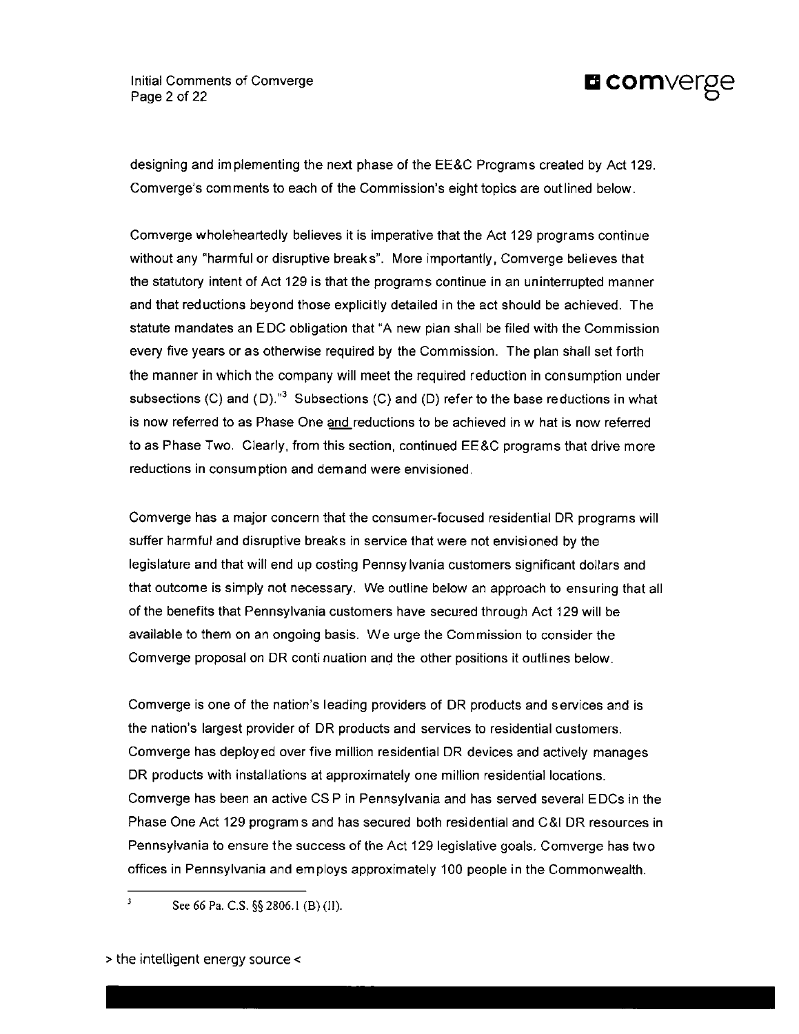designing and implementing the next phase of the EE&C Programs created by Act 129. Comverge's comments to each of the Commission's eight topics are outlined below.

Comverge wholeheartedly believes it is imperative that the Act 129 programs continue without any "harmful or disruptive breaks". More importantly, Comverge believes that the statutory intent of Act 129 is that the programs continue in an uninterrupted manner and that reductions beyond those explicitly detailed in the act should be achieved. The statute mandates an EDC obligation that "A new plan shall be filed with the Commission every five years or as otherwise required by the Commission. The plan shall set forth the manner in which the company will meet the required reduction in consumption under subsections (C) and (D)."[3] Subsections (C) and (D) refer to the base reductions in what is now referred to as Phase One and reductions to be achieved in what is now referred to as Phase Two. Clearly, from this section, continued EE&C programs that drive more reductions in consumption and demand were envisioned.

Comverge has a major concern that the consumer-focused residential DR programs will suffer harmful and disruptive breaks in service that were not envisioned by the legislature and that will end up costing Pennsylvania customers significant dollars and that outcome is simply not necessary. We outline below an approach to ensuring that all of the benefits that Pennsylvania customers have secured through Act 129 will be available to them on an ongoing basis. We urge the Commission to consider the Comverge proposal on DR continuation and the other positions it outlines below.

Comverge is one of the nation's leading providers of DR products and services and is the nation's largest provider of DR products and services to residential customers. Comverge has deployed over five million residential DR devices and actively manages DR products with installations at approximately one million residential locations. Comverge has been an active CSP in Pennsylvania and has served several EDCs in the Phase One Act 129 programs and has secured both residential and C&I DR resources in Pennsylvania to ensure the success of the Act 129 legislative goals. Comverge has two offices in Pennsylvania and employs approximately 100 people in the Commonwealth.

[3] See 66 Pa. C.S. §§ 2806.1 (B) (II).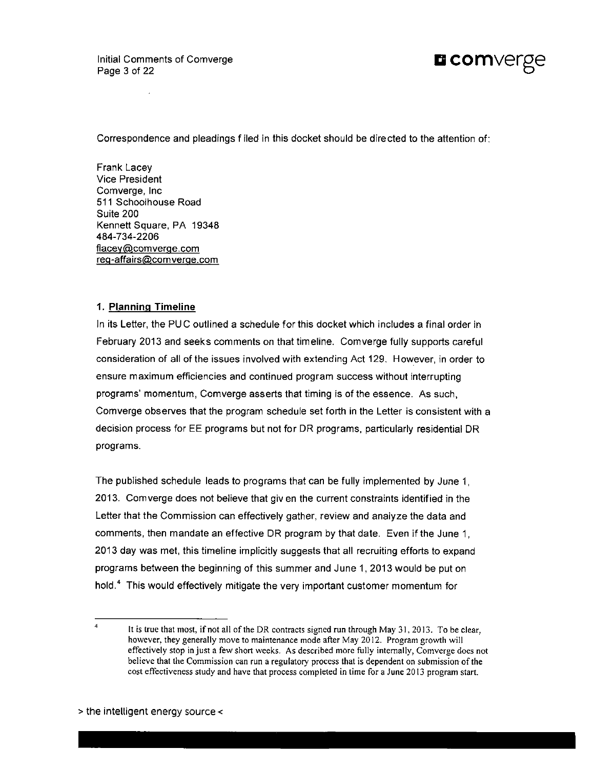Correspondence and pleadings filed in this docket should be directed to the attention of:

Frank Lacey
Vice President
Comverge, Inc
511 Schoolhouse Road
Suite 200
Kennett Square, PA 19348
484-734-2206
flacey@comverge.com
reg-affairs@comverge.com

### 1. Planning Timeline

In its Letter, the PUC outlined a schedule for this docket which includes a final order in February 2013 and seeks comments on that timeline. Comverge fully supports careful consideration of all of the issues involved with extending Act 129. However, in order to ensure maximum efficiencies and continued program success without interrupting programs' momentum, Comverge asserts that timing is of the essence. As such, Comverge observes that the program schedule set forth in the Letter is consistent with a decision process for EE programs but not for DR programs, particularly residential DR programs.

The published schedule leads to programs that can be fully implemented by June 1, 2013. Comverge does not believe that given the current constraints identified in the Letter that the Commission can effectively gather, review and analyze the data and comments, then mandate an effective DR program by that date. Even if the June 1, 2013 day was met, this timeline implicitly suggests that all recruiting efforts to expand programs between the beginning of this summer and June 1, 2013 would be put on hold.[4] This would effectively mitigate the very important customer momentum for

[4] It is true that most, if not all of the DR contracts signed run through May 31, 2013. To be clear, however, they generally move to maintenance mode after May 2012. Program growth will effectively stop in just a few short weeks. As described more fully internally, Comverge does not believe that the Commission can run a regulatory process that is dependent on submission of the cost effectiveness study and have that process completed in time for a June 2013 program start.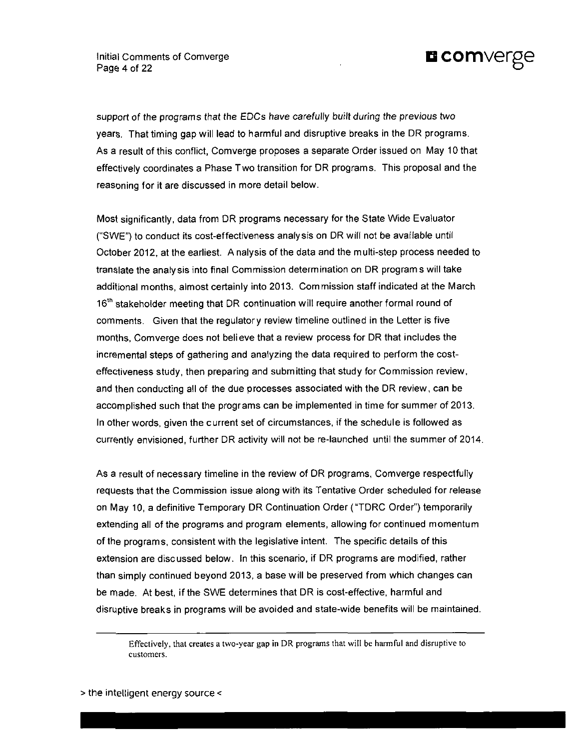support of the programs that the EDCs have carefully built during the previous two years. That timing gap will lead to harmful and disruptive breaks in the DR programs. As a result of this conflict, Comverge proposes a separate Order issued on May 10 that effectively coordinates a Phase Two transition for DR programs. This proposal and the reasoning for it are discussed in more detail below.

Most significantly, data from DR programs necessary for the State Wide Evaluator ("SWE") to conduct its cost-effectiveness analysis on DR will not be available until October 2012, at the earliest. A nalysis of the data and the multi-step process needed to translate the analysis into final Commission determination on DR programs will take additional months, almost certainly into 2013. Commission staff indicated at the March 16th stakeholder meeting that DR continuation will require another formal round of comments. Given that the regulatory review timeline outlined in the Letter is five months, Comverge does not believe that a review process for DR that includes the incremental steps of gathering and analyzing the data required to perform the cost-effectiveness study, then preparing and submitting that study for Commission review, and then conducting all of the due processes associated with the DR review, can be accomplished such that the programs can be implemented in time for summer of 2013. In other words, given the current set of circumstances, if the schedule is followed as currently envisioned, further DR activity will not be re-launched until the summer of 2014.

As a result of necessary timeline in the review of DR programs, Comverge respectfully requests that the Commission issue along with its Tentative Order scheduled for release on May 10, a definitive Temporary DR Continuation Order ("TDRC Order") temporarily extending all of the programs and program elements, allowing for continued momentum of the programs, consistent with the legislative intent. The specific details of this extension are discussed below. In this scenario, if DR programs are modified, rather than simply continued beyond 2013, a base will be preserved from which changes can be made. At best, if the SWE determines that DR is cost-effective, harmful and disruptive breaks in programs will be avoided and state-wide benefits will be maintained.

---

Effectively, that creates a two-year gap in DR programs that will be harmful and disruptive to customers.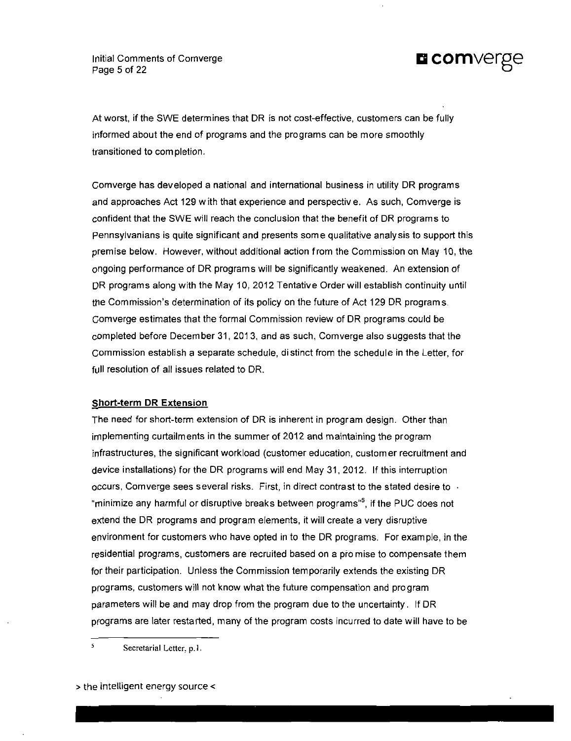At worst, if the SWE determines that DR is not cost-effective, customers can be fully informed about the end of programs and the programs can be more smoothly transitioned to completion.

Comverge has developed a national and international business in utility DR programs and approaches Act 129 with that experience and perspective. As such, Comverge is confident that the SWE will reach the conclusion that the benefit of DR programs to Pennsylvanians is quite significant and presents some qualitative analysis to support this premise below. However, without additional action from the Commission on May 10, the ongoing performance of DR programs will be significantly weakened. An extension of DR programs along with the May 10, 2012 Tentative Order will establish continuity until the Commission's determination of its policy on the future of Act 129 DR programs. Comverge estimates that the formal Commission review of DR programs could be completed before December 31, 2013, and as such, Comverge also suggests that the Commission establish a separate schedule, distinct from the schedule in the Letter, for full resolution of all issues related to DR.

**Short-term DR Extension**

The need for short-term extension of DR is inherent in program design. Other than implementing curtailments in the summer of 2012 and maintaining the program infrastructures, the significant workload (customer education, customer recruitment and device installations) for the DR programs will end May 31, 2012. If this interruption occurs, Comverge sees several risks. First, in direct contrast to the stated desire to "minimize any harmful or disruptive breaks between programs"[5], if the PUC does not extend the DR programs and program elements, it will create a very disruptive environment for customers who have opted in to the DR programs. For example, in the residential programs, customers are recruited based on a promise to compensate them for their participation. Unless the Commission temporarily extends the existing DR programs, customers will not know what the future compensation and program parameters will be and may drop from the program due to the uncertainty. If DR programs are later restarted, many of the program costs incurred to date will have to be

---

[5] Secretarial Letter, p.1.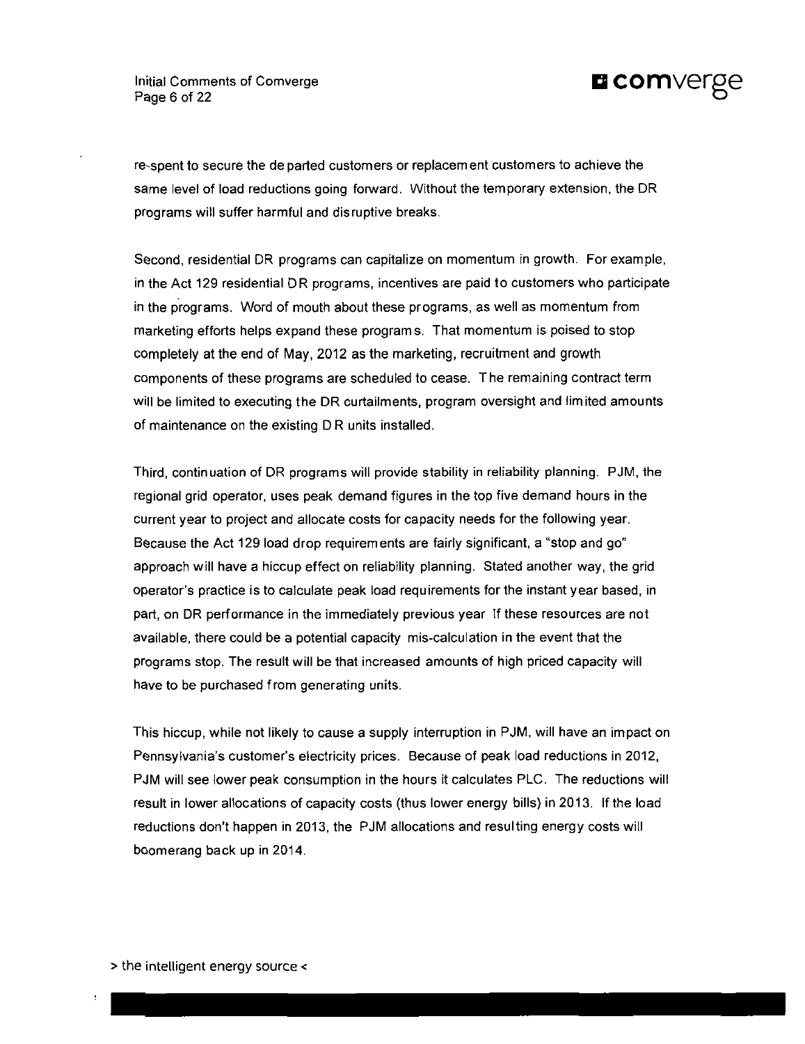re-spent to secure the departed customers or replacement customers to achieve the same level of load reductions going forward. Without the temporary extension, the DR programs will suffer harmful and disruptive breaks.

Second, residential DR programs can capitalize on momentum in growth. For example, in the Act 129 residential DR programs, incentives are paid to customers who participate in the programs. Word of mouth about these programs, as well as momentum from marketing efforts helps expand these programs. That momentum is poised to stop completely at the end of May, 2012 as the marketing, recruitment and growth components of these programs are scheduled to cease. The remaining contract term will be limited to executing the DR curtailments, program oversight and limited amounts of maintenance on the existing DR units installed.

Third, continuation of DR programs will provide stability in reliability planning. PJM, the regional grid operator, uses peak demand figures in the top five demand hours in the current year to project and allocate costs for capacity needs for the following year. Because the Act 129 load drop requirements are fairly significant, a "stop and go" approach will have a hiccup effect on reliability planning. Stated another way, the grid operator's practice is to calculate peak load requirements for the instant year based, in part, on DR performance in the immediately previous year If these resources are not available, there could be a potential capacity mis-calculation in the event that the programs stop. The result will be that increased amounts of high priced capacity will have to be purchased from generating units.

This hiccup, while not likely to cause a supply interruption in PJM, will have an impact on Pennsylvania's customer's electricity prices. Because of peak load reductions in 2012, PJM will see lower peak consumption in the hours it calculates PLC. The reductions will result in lower allocations of capacity costs (thus lower energy bills) in 2013. If the load reductions don't happen in 2013, the PJM allocations and resulting energy costs will boomerang back up in 2014.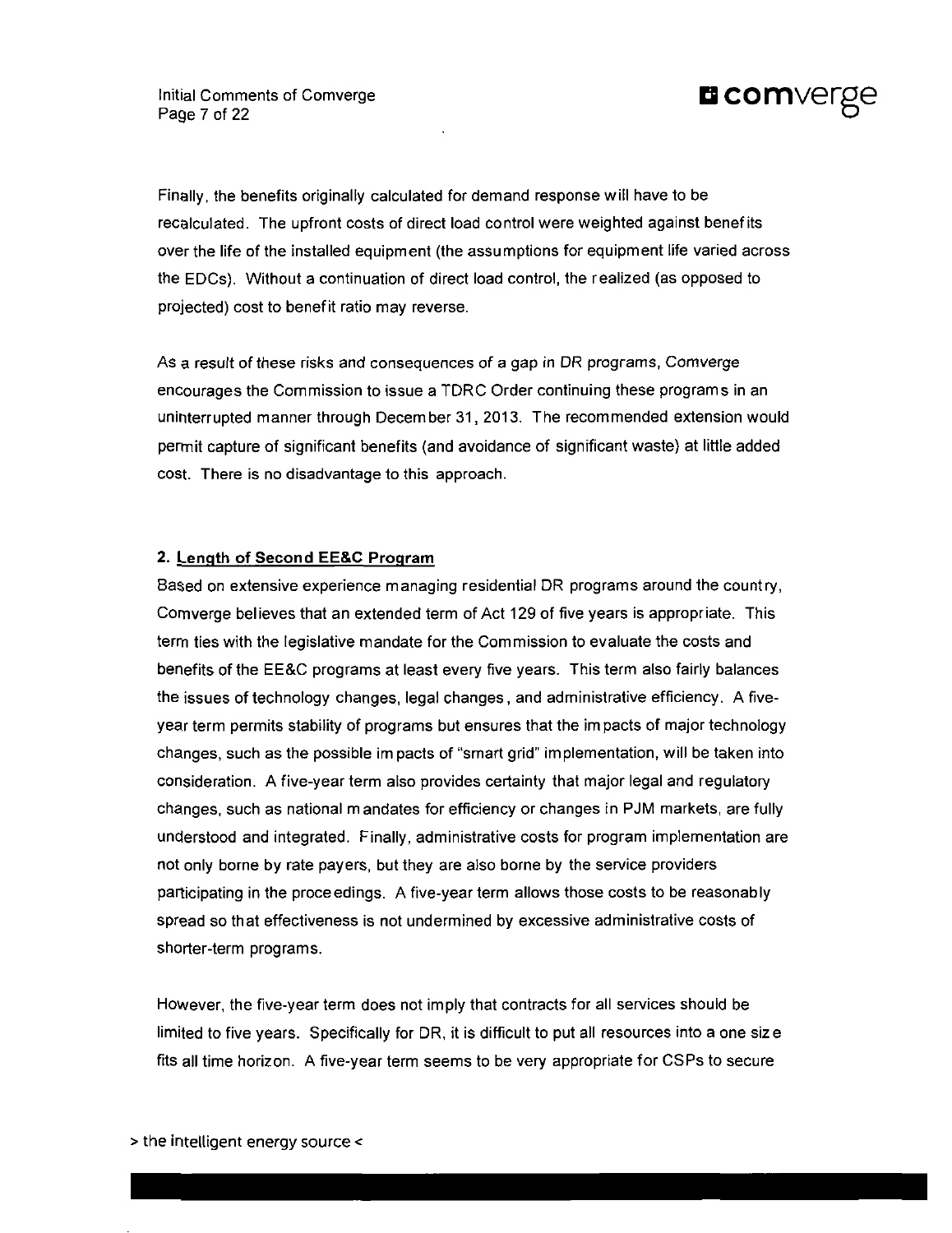Finally, the benefits originally calculated for demand response will have to be recalculated. The upfront costs of direct load control were weighted against benefits over the life of the installed equipment (the assumptions for equipment life varied across the EDCs). Without a continuation of direct load control, the realized (as opposed to projected) cost to benefit ratio may reverse.

As a result of these risks and consequences of a gap in DR programs, Comverge encourages the Commission to issue a TDRC Order continuing these programs in an uninterrupted manner through December 31, 2013. The recommended extension would permit capture of significant benefits (and avoidance of significant waste) at little added cost. There is no disadvantage to this approach.

**2. Length of Second EE&C Program**

Based on extensive experience managing residential DR programs around the country, Comverge believes that an extended term of Act 129 of five years is appropriate. This term ties with the legislative mandate for the Commission to evaluate the costs and benefits of the EE&C programs at least every five years. This term also fairly balances the issues of technology changes, legal changes, and administrative efficiency. A five-year term permits stability of programs but ensures that the impacts of major technology changes, such as the possible impacts of "smart grid" implementation, will be taken into consideration. A five-year term also provides certainty that major legal and regulatory changes, such as national mandates for efficiency or changes in PJM markets, are fully understood and integrated. Finally, administrative costs for program implementation are not only borne by rate payers, but they are also borne by the service providers participating in the proceedings. A five-year term allows those costs to be reasonably spread so that effectiveness is not undermined by excessive administrative costs of shorter-term programs.

However, the five-year term does not imply that contracts for all services should be limited to five years. Specifically for DR, it is difficult to put all resources into a one size fits all time horizon. A five-year term seems to be very appropriate for CSPs to secure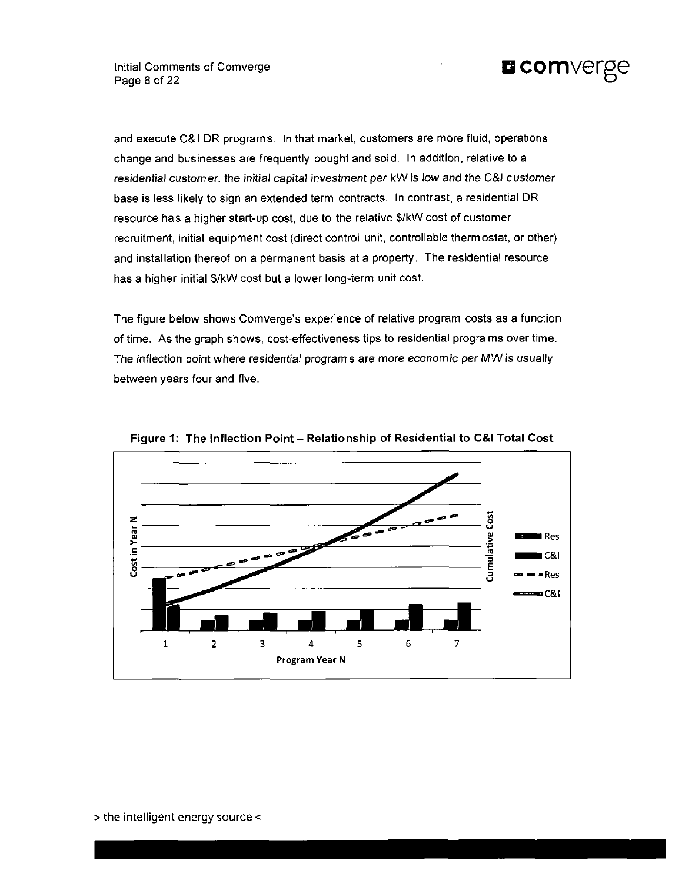and execute C&I DR programs. In that market, customers are more fluid, operations change and businesses are frequently bought and sold. In addition, relative to a *residential customer, the initial capital investment per kW is low and the C&I customer* base is less likely to sign an extended term contracts. In contrast, a residential DR resource has a higher start-up cost, due to the relative $/kW cost of customer recruitment, initial equipment cost (direct control unit, controllable thermostat, or other) and installation thereof on a permanent basis at a property. The residential resource has a higher initial $/kW cost but a lower long-term unit cost.

The figure below shows Comverge's experience of relative program costs as a function of time. As the graph shows, cost-effectiveness tips to residential programs over time. *The inflection point where residential programs are more economic per MW is usually* between years four and five.

**Figure 1: The Inflection Point – Relationship of Residential to C&I Total Cost**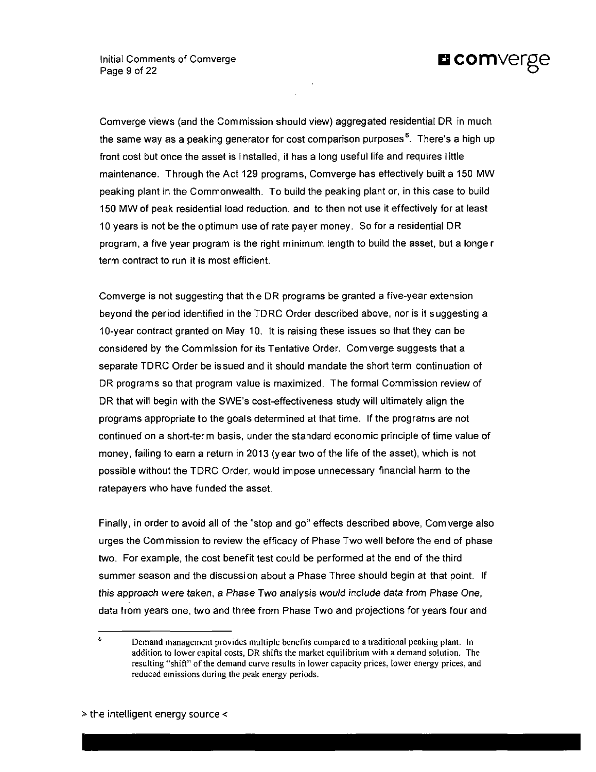Comverge views (and the Commission should view) aggregated residential DR in much the same way as a peaking generator for cost comparison purposes[6]. There's a high up front cost but once the asset is installed, it has a long useful life and requires little maintenance. Through the Act 129 programs, Comverge has effectively built a 150 MW peaking plant in the Commonwealth. To build the peaking plant or, in this case to build 150 MW of peak residential load reduction, and to then not use it effectively for at least 10 years is not be the optimum use of rate payer money. So for a residential DR program, a five year program is the right minimum length to build the asset, but a longer term contract to run it is most efficient.

Comverge is not suggesting that the DR programs be granted a five-year extension beyond the period identified in the TDRC Order described above, nor is it suggesting a 10-year contract granted on May 10. It is raising these issues so that they can be considered by the Commission for its Tentative Order. Comverge suggests that a separate TDRC Order be issued and it should mandate the short term continuation of DR programs so that program value is maximized. The formal Commission review of DR that will begin with the SWE's cost-effectiveness study will ultimately align the programs appropriate to the goals determined at that time. If the programs are not continued on a short-term basis, under the standard economic principle of time value of money, failing to earn a return in 2013 (year two of the life of the asset), which is not possible without the TDRC Order, would impose unnecessary financial harm to the ratepayers who have funded the asset.

Finally, in order to avoid all of the "stop and go" effects described above, Comverge also urges the Commission to review the efficacy of Phase Two well before the end of phase two. For example, the cost benefit test could be performed at the end of the third summer season and the discussion about a Phase Three should begin at that point. If this approach were taken, a Phase Two analysis would include data from Phase One, data from years one, two and three from Phase Two and projections for years four and

---

[6] Demand management provides multiple benefits compared to a traditional peaking plant. In addition to lower capital costs, DR shifts the market equilibrium with a demand solution. The resulting "shift" of the demand curve results in lower capacity prices, lower energy prices, and reduced emissions during the peak energy periods.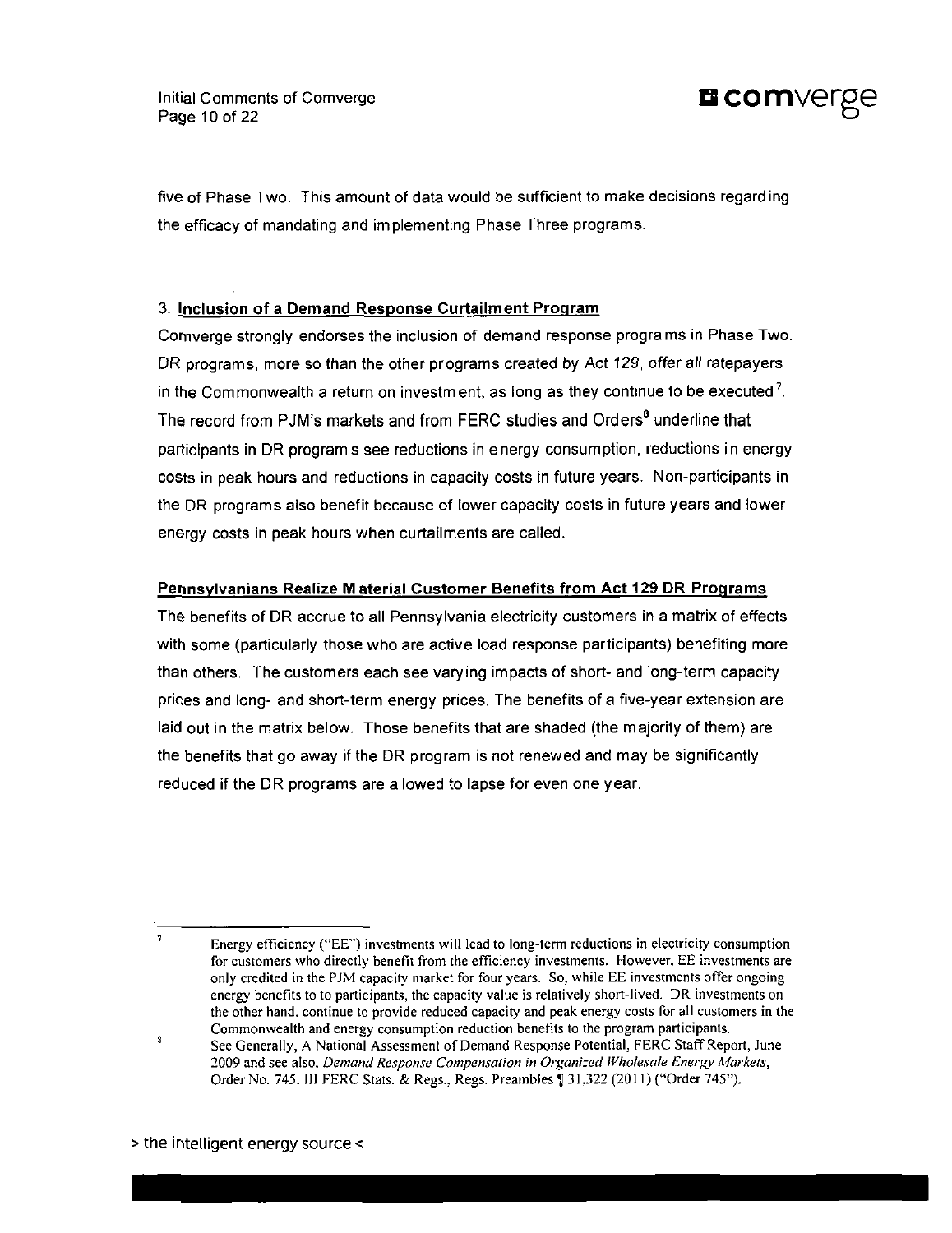five of Phase Two. This amount of data would be sufficient to make decisions regarding the efficacy of mandating and implementing Phase Three programs.

### 3. **Inclusion of a Demand Response Curtailment Program**

Comverge strongly endorses the inclusion of demand response programs in Phase Two. DR programs, more so than the other programs created by *Act 129*, offer *all* ratepayers in the Commonwealth a return on investment, as long as they continue to be executed[7]. The record from PJM's markets and from FERC studies and Orders[8] underline that participants in DR programs see reductions in energy consumption, reductions in energy costs in peak hours and reductions in capacity costs in future years. Non-participants in the DR programs also benefit because of lower capacity costs in future years and lower energy costs in peak hours when curtailments are called.

**Pennsylvanians Realize Material Customer Benefits from Act 129 DR Programs**

The benefits of DR accrue to all Pennsylvania electricity customers in a matrix of effects with some (particularly those who are active load response participants) benefiting more than others. The customers each see varying impacts of short- and long-term capacity prices and long- and short-term energy prices. The benefits of a five-year extension are laid out in the matrix below. Those benefits that are shaded (the majority of them) are the benefits that go away if the DR program is not renewed and may be significantly reduced if the DR programs are allowed to lapse for even one year.

---

[7] Energy efficiency ("EE") investments will lead to long-term reductions in electricity consumption for customers who directly benefit from the efficiency investments. However, EE investments are only credited in the PJM capacity market for four years. So, while EE investments offer ongoing energy benefits to to participants, the capacity value is relatively short-lived. DR investments on the other hand, continue to provide reduced capacity and peak energy costs for all customers in the Commonwealth and energy consumption reduction benefits to the program participants.

[8] See Generally, A National Assessment of Demand Response Potential, FERC Staff Report, June 2009 and see also, *Demand Response Compensation in Organized Wholesale Energy Markets*, Order No. 745, III FERC Stats. & Regs., Regs. Preambles ¶ 31,322 (2011) ("Order 745").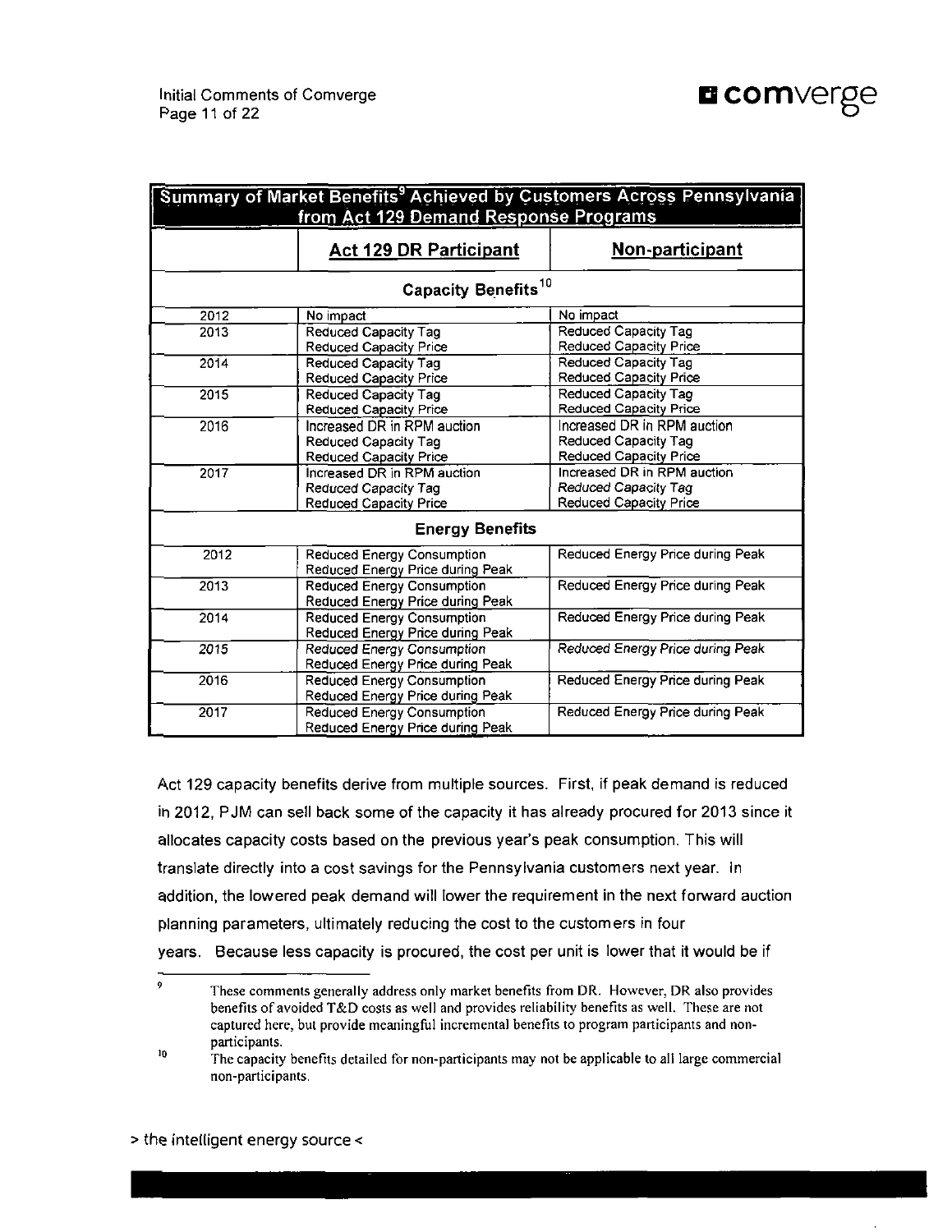| Summary of Market Benefits[9] Achieved by Customers Across Pennsylvania from Act 129 Demand Response Programs | | |
|---|---|---|
| | **Act 129 DR Participant** | **Non-participant** |
| | **Capacity Benefits[10]** | |
| 2012 | No impact | No impact |
| 2013 | Reduced Capacity Tag<br>Reduced Capacity Price | Reduced Capacity Tag<br>Reduced Capacity Price |
| 2014 | Reduced Capacity Tag<br>Reduced Capacity Price | Reduced Capacity Tag<br>Reduced Capacity Price |
| 2015 | Reduced Capacity Tag<br>Reduced Capacity Price | Reduced Capacity Tag<br>Reduced Capacity Price |
| 2016 | Increased DR in RPM auction<br>Reduced Capacity Tag<br>Reduced Capacity Price | Increased DR in RPM auction<br>Reduced Capacity Tag<br>Reduced Capacity Price |
| 2017 | Increased DR in RPM auction<br>Reduced Capacity Tag<br>Reduced Capacity Price | Increased DR in RPM auction<br>Reduced Capacity Tag<br>Reduced Capacity Price |
| | **Energy Benefits** | |
| 2012 | Reduced Energy Consumption<br>Reduced Energy Price during Peak | Reduced Energy Price during Peak |
| 2013 | Reduced Energy Consumption<br>Reduced Energy Price during Peak | Reduced Energy Price during Peak |
| 2014 | Reduced Energy Consumption<br>Reduced Energy Price during Peak | Reduced Energy Price during Peak |
| 2015 | Reduced Energy Consumption<br>Reduced Energy Price during Peak | Reduced Energy Price during Peak |
| 2016 | Reduced Energy Consumption<br>Reduced Energy Price during Peak | Reduced Energy Price during Peak |
| 2017 | Reduced Energy Consumption<br>Reduced Energy Price during Peak | Reduced Energy Price during Peak |

Act 129 capacity benefits derive from multiple sources. First, if peak demand is reduced in 2012, PJM can sell back some of the capacity it has already procured for 2013 since it allocates capacity costs based on the previous year's peak consumption. This will translate directly into a cost savings for the Pennsylvania customers next year. In addition, the lowered peak demand will lower the requirement in the next forward auction planning parameters, ultimately reducing the cost to the customers in four years. Because less capacity is procured, the cost per unit is lower that it would be if

[9] These comments generally address only market benefits from DR. However, DR also provides benefits of avoided T&D costs as well and provides reliability benefits as well. These are not captured here, but provide meaningful incremental benefits to program participants and non-participants.

[10] The capacity benefits detailed for non-participants may not be applicable to all large commercial non-participants.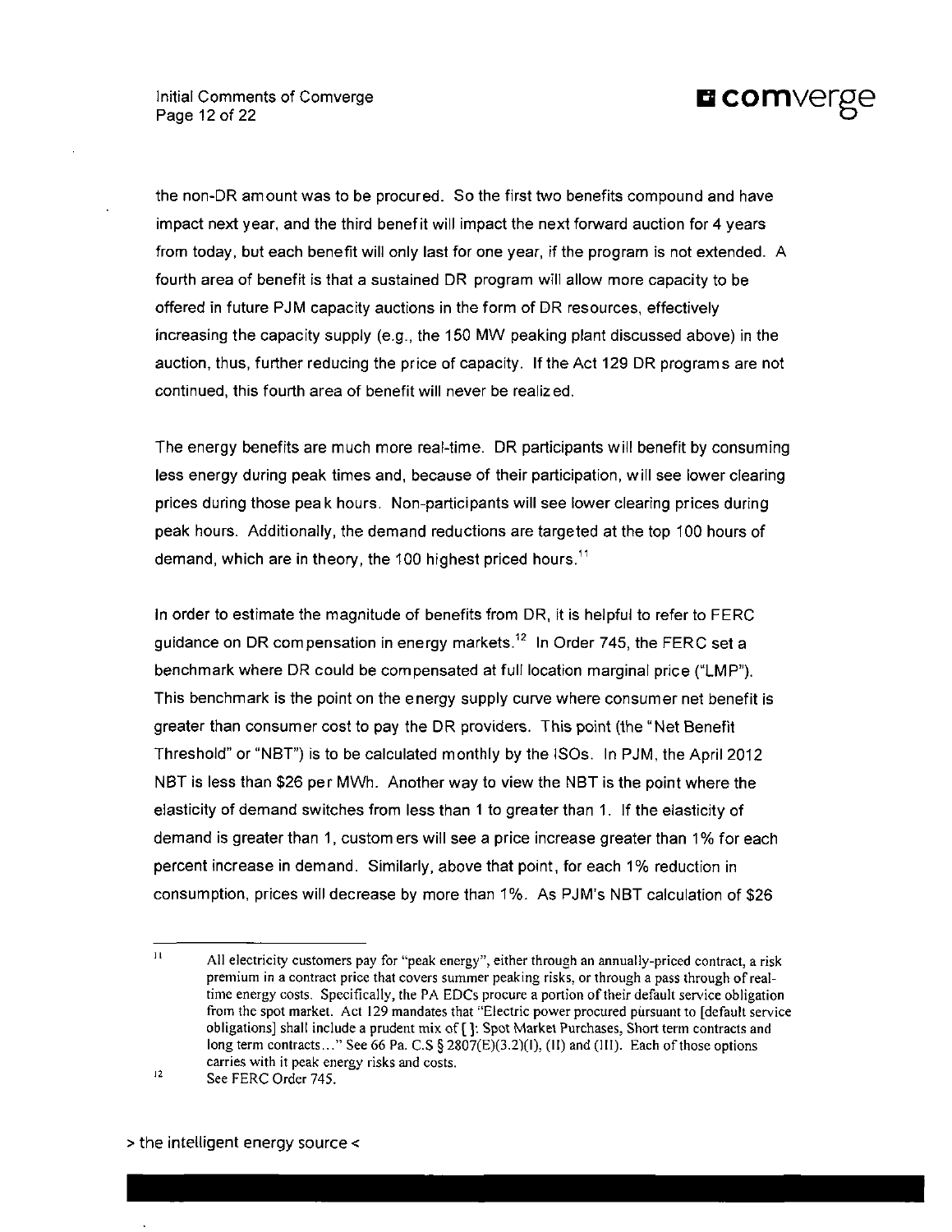the non-DR amount was to be procured. So the first two benefits compound and have impact next year, and the third benefit will impact the next forward auction for 4 years from today, but each benefit will only last for one year, if the program is not extended. A fourth area of benefit is that a sustained DR program will allow more capacity to be offered in future PJM capacity auctions in the form of DR resources, effectively increasing the capacity supply (e.g., the 150 MW peaking plant discussed above) in the auction, thus, further reducing the price of capacity. If the Act 129 DR programs are not continued, this fourth area of benefit will never be realized.

The energy benefits are much more real-time. DR participants will benefit by consuming less energy during peak times and, because of their participation, will see lower clearing prices during those peak hours. Non-participants will see lower clearing prices during peak hours. Additionally, the demand reductions are targeted at the top 100 hours of demand, which are in theory, the 100 highest priced hours.[11]

In order to estimate the magnitude of benefits from DR, it is helpful to refer to FERC guidance on DR compensation in energy markets.[12] In Order 745, the FERC set a benchmark where DR could be compensated at full location marginal price ("LMP"). This benchmark is the point on the energy supply curve where consumer net benefit is greater than consumer cost to pay the DR providers. This point (the "Net Benefit Threshold" or "NBT") is to be calculated monthly by the ISOs. In PJM, the April 2012 NBT is less than $26 per MWh. Another way to view the NBT is the point where the elasticity of demand switches from less than 1 to greater than 1. If the elasticity of demand is greater than 1, customers will see a price increase greater than 1% for each percent increase in demand. Similarly, above that point, for each 1% reduction in consumption, prices will decrease by more than 1%. As PJM's NBT calculation of $26

---

[11] All electricity customers pay for "peak energy", either through an annually-priced contract, a risk premium in a contract price that covers summer peaking risks, or through a pass through of real-time energy costs. Specifically, the PA EDCs procure a portion of their default service obligation from the spot market. Act 129 mandates that "Electric power procured pursuant to [default service obligations] shall include a prudent mix of [ ]: Spot Market Purchases, Short term contracts and long term contracts…" See 66 Pa. C.S § 2807(E)(3.2)(I), (II) and (III). Each of those options carries with it peak energy risks and costs.

[12] See FERC Order 745.

> the intelligent energy source <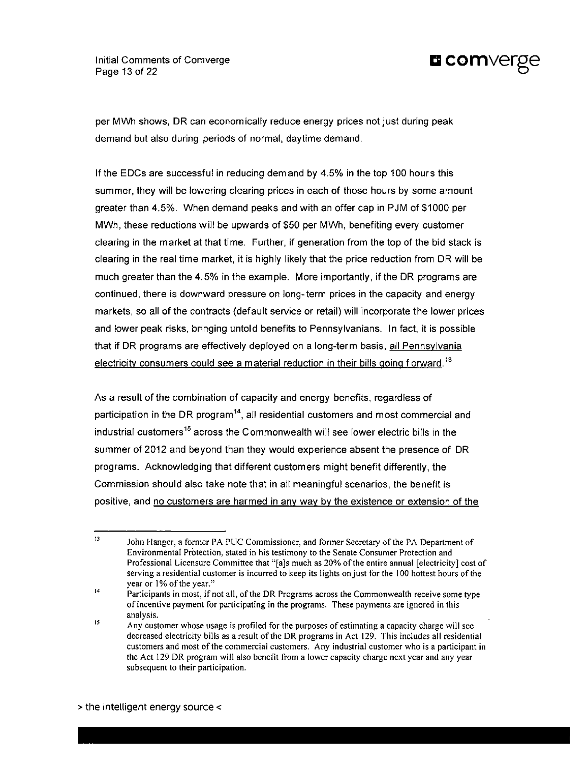per MWh shows, DR can economically reduce energy prices not just during peak demand but also during periods of normal, daytime demand.

If the EDCs are successful in reducing demand by 4.5% in the top 100 hours this summer, they will be lowering clearing prices in each of those hours by some amount greater than 4.5%. When demand peaks and with an offer cap in PJM of $1000 per MWh, these reductions will be upwards of $50 per MWh, benefiting every customer clearing in the market at that time. Further, if generation from the top of the bid stack is clearing in the real time market, it is highly likely that the price reduction from DR will be much greater than the 4.5% in the example. More importantly, if the DR programs are continued, there is downward pressure on long-term prices in the capacity and energy markets, so all of the contracts (default service or retail) will incorporate the lower prices and lower peak risks, bringing untold benefits to Pennsylvanians. In fact, it is possible that if DR programs are effectively deployed on a long-term basis, <u>all Pennsylvania electricity consumers could see a material reduction in their bills going forward</u>.[13]

As a result of the combination of capacity and energy benefits, regardless of participation in the DR program[14], all residential customers and most commercial and industrial customers[15] across the Commonwealth will see lower electric bills in the summer of 2012 and beyond than they would experience absent the presence of DR programs. Acknowledging that different customers might benefit differently, the Commission should also take note that in all meaningful scenarios, the benefit is positive, and <u>no customers are harmed in any way by the existence or extension of the</u>

---

[13] John Hanger, a former PA PUC Commissioner, and former Secretary of the PA Department of Environmental Protection, stated in his testimony to the Senate Consumer Protection and Professional Licensure Committee that "[a]s much as 20% of the entire annual [electricity] cost of serving a residential customer is incurred to keep its lights on just for the 100 hottest hours of the year or 1% of the year."

[14] Participants in most, if not all, of the DR Programs across the Commonwealth receive some type of incentive payment for participating in the programs. These payments are ignored in this analysis.

[15] Any customer whose usage is profiled for the purposes of estimating a capacity charge will see decreased electricity bills as a result of the DR programs in Act 129. This includes all residential customers and most of the commercial customers. Any industrial customer who is a participant in the Act 129 DR program will also benefit from a lower capacity charge next year and any year subsequent to their participation.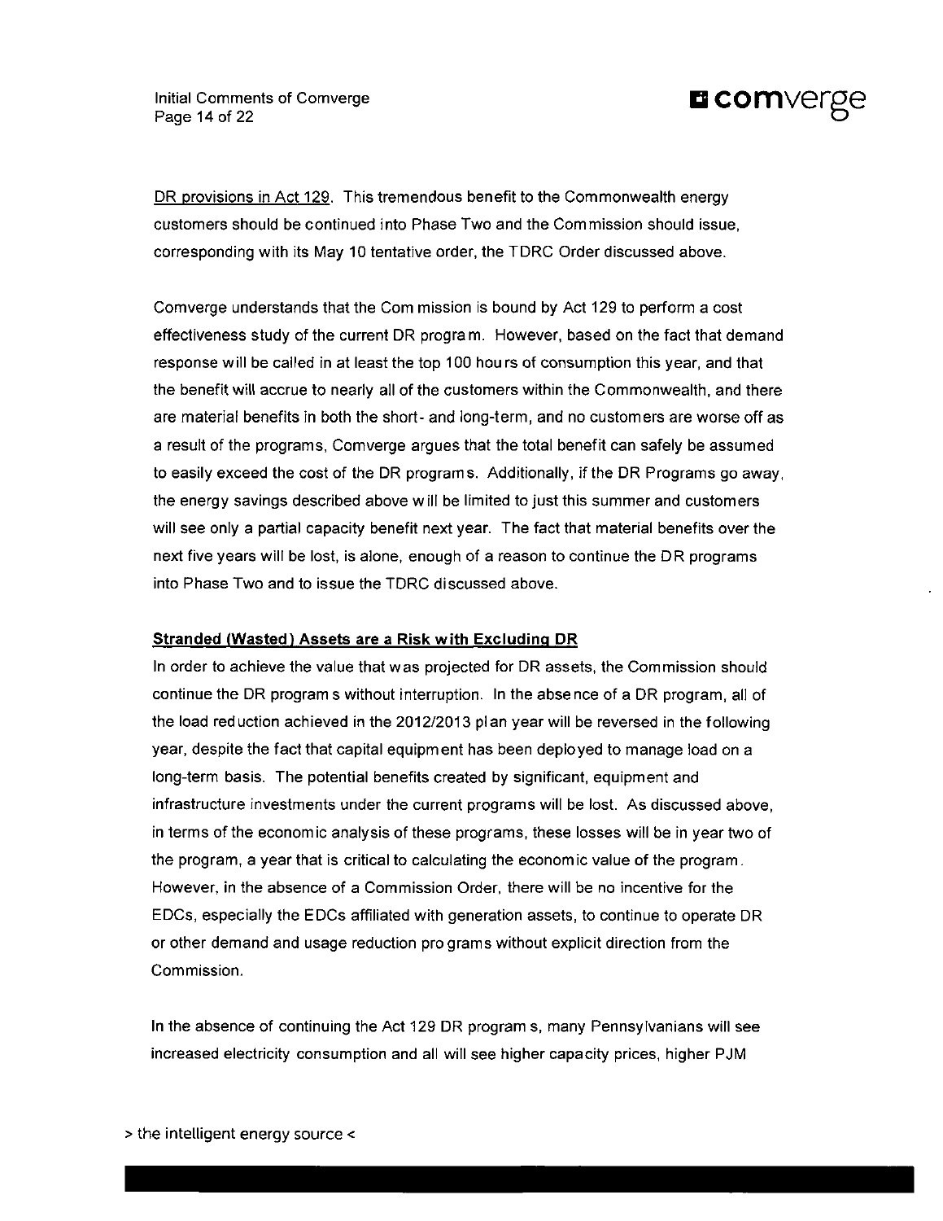DR provisions in Act 129. This tremendous benefit to the Commonwealth energy customers should be continued into Phase Two and the Commission should issue, corresponding with its May 10 tentative order, the TDRC Order discussed above.

Comverge understands that the Commission is bound by Act 129 to perform a cost effectiveness study of the current DR program. However, based on the fact that demand response will be called in at least the top 100 hours of consumption this year, and that the benefit will accrue to nearly all of the customers within the Commonwealth, and there are material benefits in both the short- and long-term, and no customers are worse off as a result of the programs, Comverge argues that the total benefit can safely be assumed to easily exceed the cost of the DR programs. Additionally, if the DR Programs go away, the energy savings described above will be limited to just this summer and customers will see only a partial capacity benefit next year. The fact that material benefits over the next five years will be lost, is alone, enough of a reason to continue the DR programs into Phase Two and to issue the TDRC discussed above.

**Stranded (Wasted) Assets are a Risk with Excluding DR**

In order to achieve the value that was projected for DR assets, the Commission should continue the DR programs without interruption. In the absence of a DR program, all of the load reduction achieved in the 2012/2013 plan year will be reversed in the following year, despite the fact that capital equipment has been deployed to manage load on a long-term basis. The potential benefits created by significant, equipment and infrastructure investments under the current programs will be lost. As discussed above, in terms of the economic analysis of these programs, these losses will be in year two of the program, a year that is critical to calculating the economic value of the program. However, in the absence of a Commission Order, there will be no incentive for the EDCs, especially the EDCs affiliated with generation assets, to continue to operate DR or other demand and usage reduction programs without explicit direction from the Commission.

In the absence of continuing the Act 129 DR programs, many Pennsylvanians will see increased electricity consumption and all will see higher capacity prices, higher PJM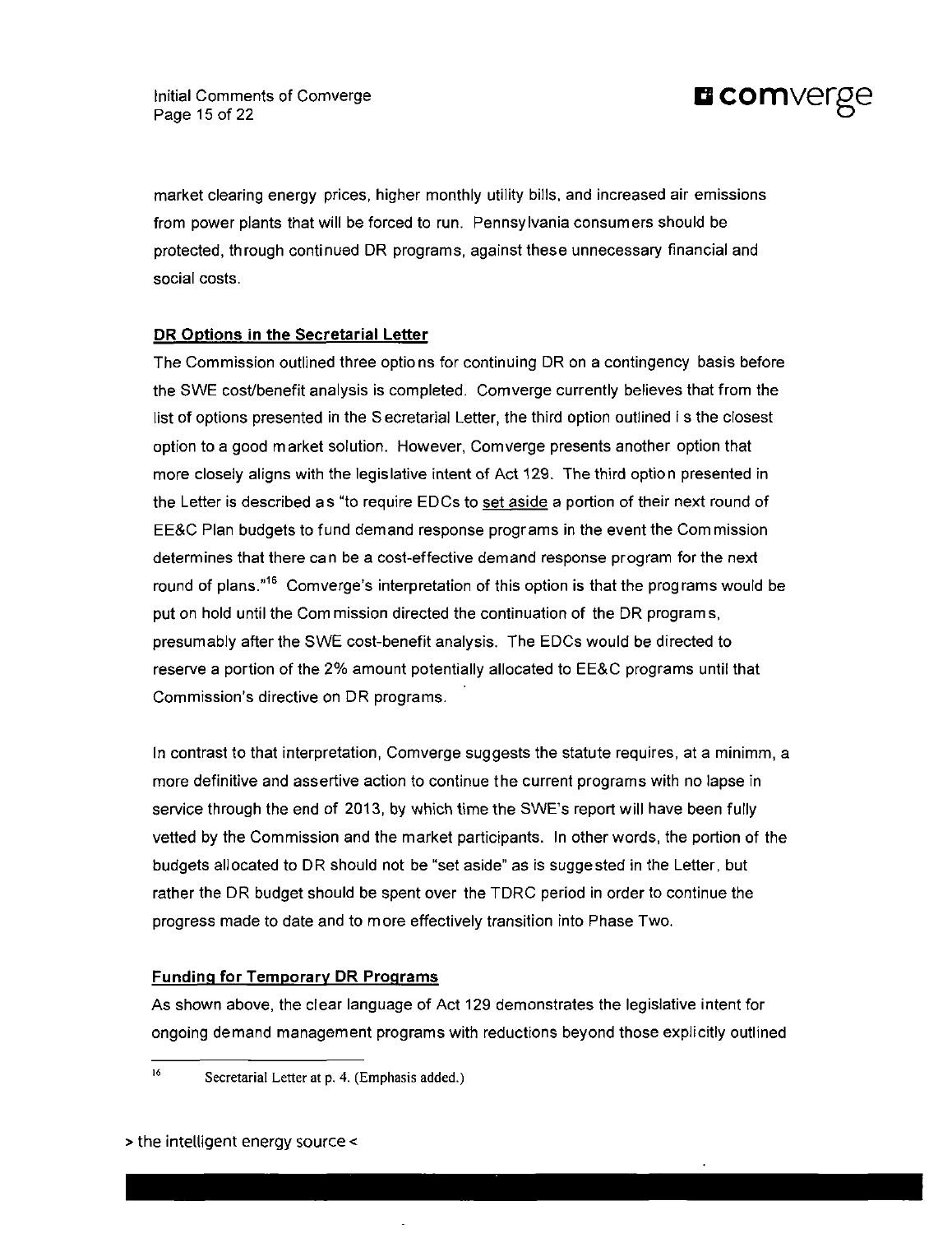market clearing energy prices, higher monthly utility bills, and increased air emissions from power plants that will be forced to run. Pennsylvania consumers should be protected, through continued DR programs, against these unnecessary financial and social costs.

**DR Options in the Secretarial Letter**

The Commission outlined three options for continuing DR on a contingency basis before the SWE cost/benefit analysis is completed. Comverge currently believes that from the list of options presented in the Secretarial Letter, the third option outlined is the closest option to a good market solution. However, Comverge presents another option that more closely aligns with the legislative intent of Act 129. The third option presented in the Letter is described as "to require EDCs to set aside a portion of their next round of EE&C Plan budgets to fund demand response programs in the event the Commission determines that there can be a cost-effective demand response program for the next round of plans."[16] Comverge's interpretation of this option is that the programs would be put on hold until the Commission directed the continuation of the DR programs, presumably after the SWE cost-benefit analysis. The EDCs would be directed to reserve a portion of the 2% amount potentially allocated to EE&C programs until that Commission's directive on DR programs.

In contrast to that interpretation, Comverge suggests the statute requires, at a minimm, a more definitive and assertive action to continue the current programs with no lapse in service through the end of 2013, by which time the SWE's report will have been fully vetted by the Commission and the market participants. In other words, the portion of the budgets allocated to DR should not be "set aside" as is suggested in the Letter, but rather the DR budget should be spent over the TDRC period in order to continue the progress made to date and to more effectively transition into Phase Two.

**Funding for Temporary DR Programs**

As shown above, the clear language of Act 129 demonstrates the legislative intent for ongoing demand management programs with reductions beyond those explicitly outlined

---

[16] Secretarial Letter at p. 4. (Emphasis added.)

> the intelligent energy source <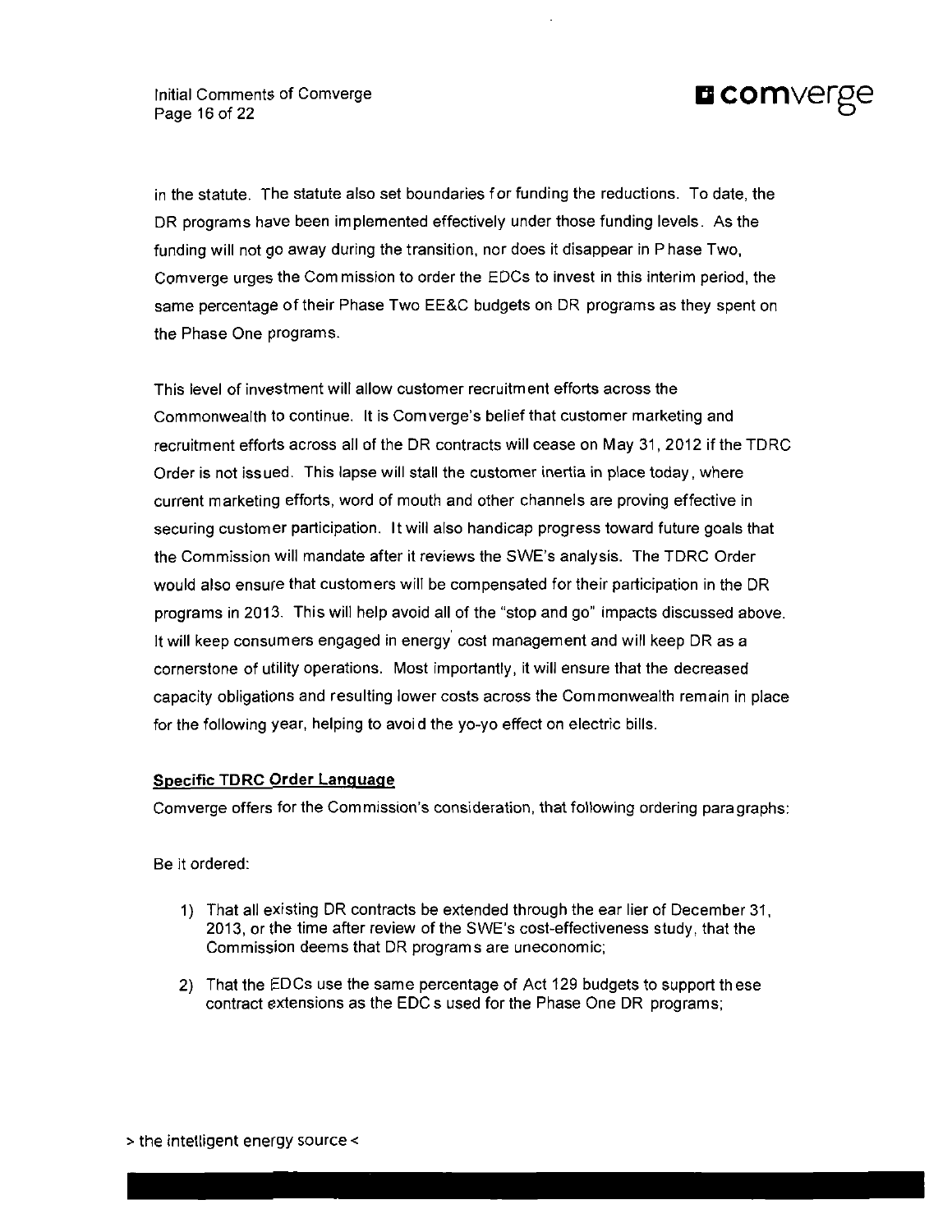in the statute. The statute also set boundaries for funding the reductions. To date, the DR programs have been implemented effectively under those funding levels. As the funding will not go away during the transition, nor does it disappear in Phase Two, Comverge urges the Commission to order the EDCs to invest in this interim period, the same percentage of their Phase Two EE&C budgets on DR programs as they spent on the Phase One programs.

This level of investment will allow customer recruitment efforts across the Commonwealth to continue. It is Comverge's belief that customer marketing and recruitment efforts across all of the DR contracts will cease on May 31, 2012 if the TDRC Order is not issued. This lapse will stall the customer inertia in place today, where current marketing efforts, word of mouth and other channels are proving effective in securing customer participation. It will also handicap progress toward future goals that the Commission will mandate after it reviews the SWE's analysis. The TDRC Order would also ensure that customers will be compensated for their participation in the DR programs in 2013. This will help avoid all of the "stop and go" impacts discussed above. It will keep consumers engaged in energy cost management and will keep DR as a cornerstone of utility operations. Most importantly, it will ensure that the decreased capacity obligations and resulting lower costs across the Commonwealth remain in place for the following year, helping to avoid the yo-yo effect on electric bills.

**Specific TDRC Order Language**

Comverge offers for the Commission's consideration, that following ordering paragraphs:

Be it ordered:

1) That all existing DR contracts be extended through the earlier of December 31, 2013, or the time after review of the SWE's cost-effectiveness study, that the Commission deems that DR programs are uneconomic;
2) That the EDCs use the same percentage of Act 129 budgets to support these contract extensions as the EDCs used for the Phase One DR programs;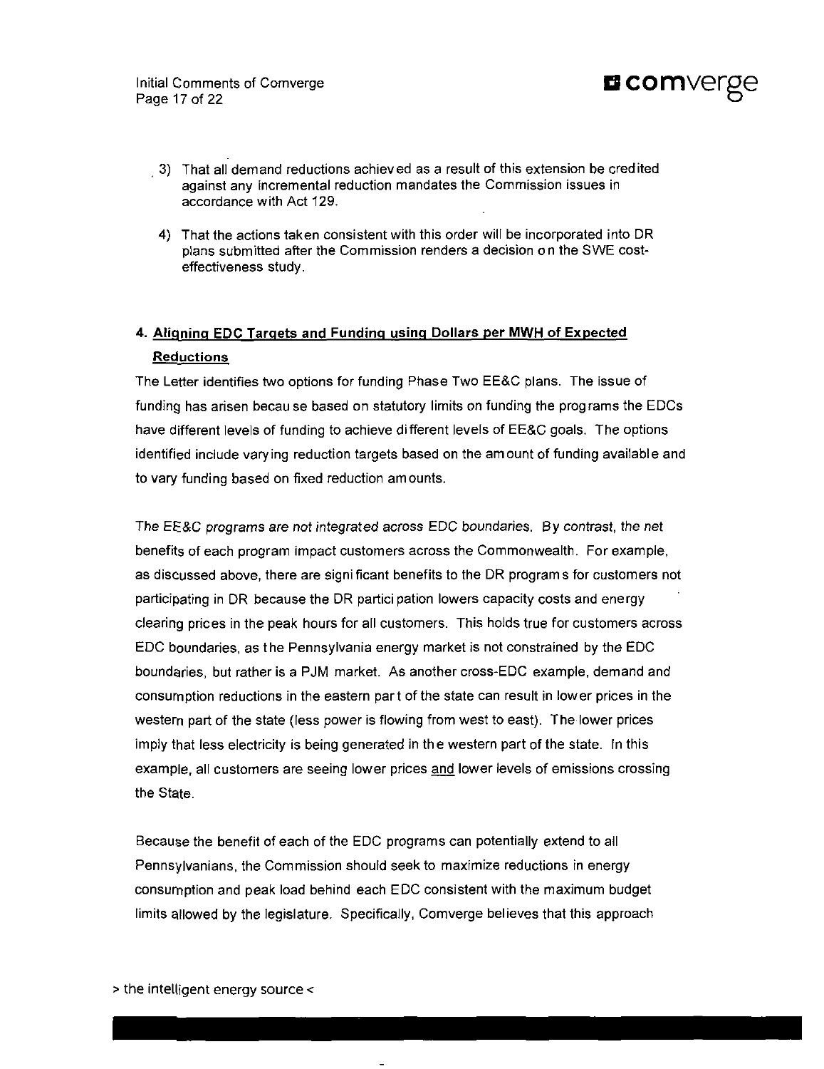3) That all demand reductions achieved as a result of this extension be credited against any incremental reduction mandates the Commission issues in accordance with Act 129.

4) That the actions taken consistent with this order will be incorporated into DR plans submitted after the Commission renders a decision on the SWE cost-effectiveness study.

## 4. Aligning EDC Targets and Funding using Dollars per MWH of Expected Reductions

The Letter identifies two options for funding Phase Two EE&C plans. The issue of funding has arisen because based on statutory limits on funding the programs the EDCs have different levels of funding to achieve different levels of EE&C goals. The options identified include varying reduction targets based on the amount of funding available and to vary funding based on fixed reduction amounts.

The EE&C programs are not integrated across EDC boundaries. By contrast, the net benefits of each program impact customers across the Commonwealth. For example, as discussed above, there are significant benefits to the DR programs for customers not participating in DR because the DR participation lowers capacity costs and energy clearing prices in the peak hours for all customers. This holds true for customers across EDC boundaries, as the Pennsylvania energy market is not constrained by the EDC boundaries, but rather is a PJM market. As another cross-EDC example, demand and consumption reductions in the eastern part of the state can result in lower prices in the western part of the state (less power is flowing from west to east). The lower prices imply that less electricity is being generated in the western part of the state. In this example, all customers are seeing lower prices and lower levels of emissions crossing the State.

Because the benefit of each of the EDC programs can potentially extend to all Pennsylvanians, the Commission should seek to maximize reductions in energy consumption and peak load behind each EDC consistent with the maximum budget limits allowed by the legislature. Specifically, Comverge believes that this approach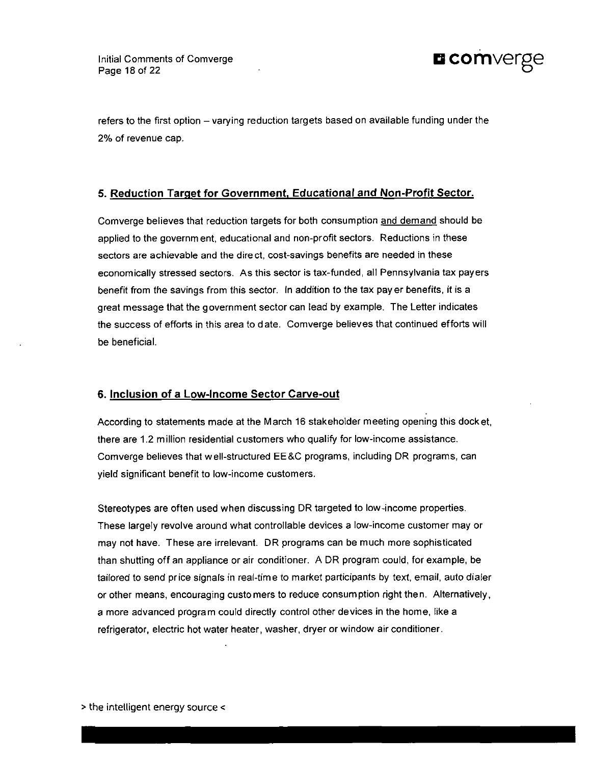refers to the first option – varying reduction targets based on available funding under the 2% of revenue cap.

## 5. Reduction Target for Government, Educational and Non-Profit Sector.

Comverge believes that reduction targets for both consumption and demand should be applied to the government, educational and non-profit sectors. Reductions in these sectors are achievable and the direct, cost-savings benefits are needed in these economically stressed sectors. As this sector is tax-funded, all Pennsylvania tax payers benefit from the savings from this sector. In addition to the tax payer benefits, it is a great message that the government sector can lead by example. The Letter indicates the success of efforts in this area to date. Comverge believes that continued efforts will be beneficial.

## 6. Inclusion of a Low-Income Sector Carve-out

According to statements made at the March 16 stakeholder meeting opening this docket, there are 1.2 million residential customers who qualify for low-income assistance. Comverge believes that well-structured EE&C programs, including DR programs, can yield significant benefit to low-income customers.

Stereotypes are often used when discussing DR targeted to low-income properties. These largely revolve around what controllable devices a low-income customer may or may not have. These are irrelevant. DR programs can be much more sophisticated than shutting off an appliance or air conditioner. A DR program could, for example, be tailored to send price signals in real-time to market participants by text, email, auto dialer or other means, encouraging customers to reduce consumption right then. Alternatively, a more advanced program could directly control other devices in the home, like a refrigerator, electric hot water heater, washer, dryer or window air conditioner.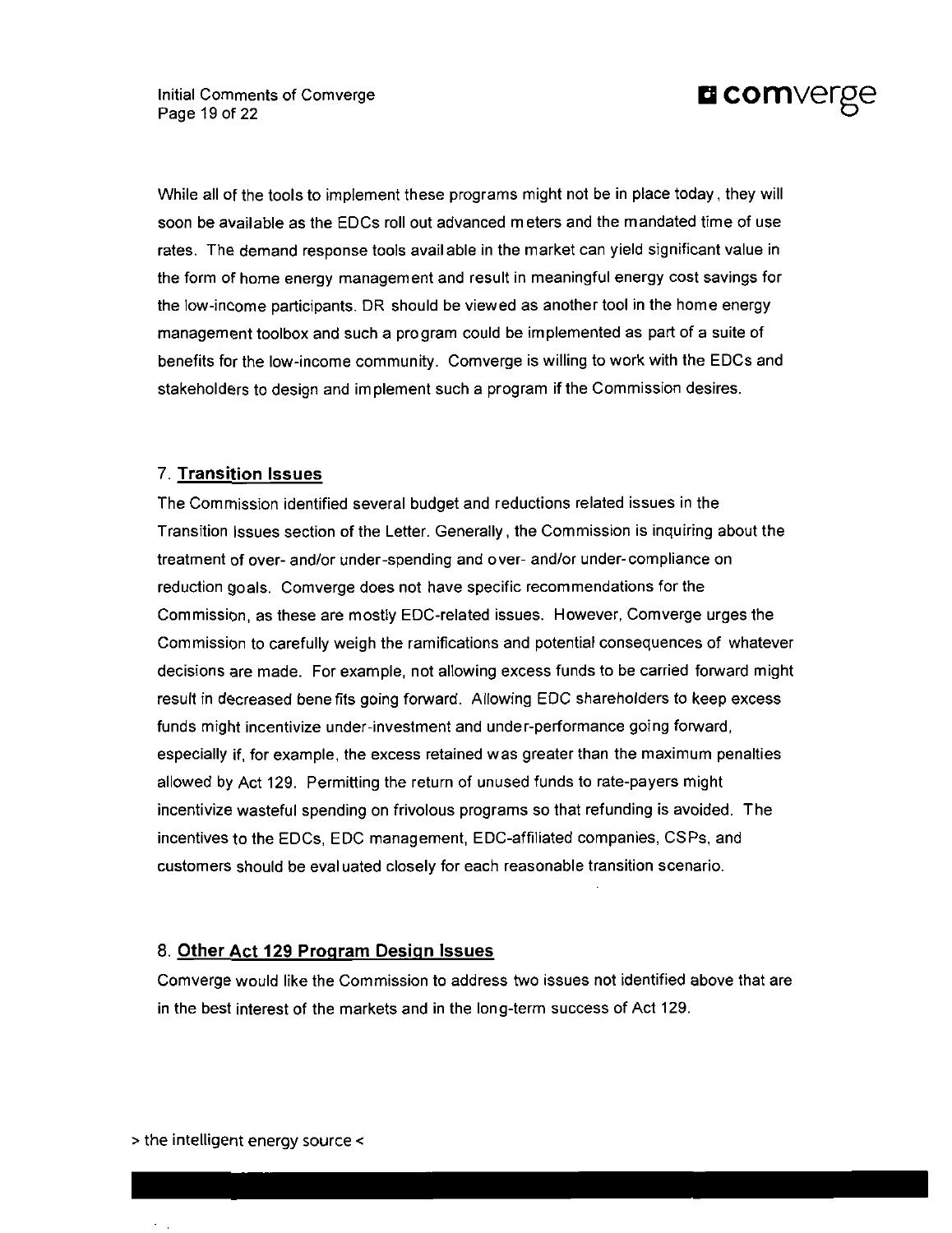While all of the tools to implement these programs might not be in place today, they will soon be available as the EDCs roll out advanced meters and the mandated time of use rates. The demand response tools available in the market can yield significant value in the form of home energy management and result in meaningful energy cost savings for the low-income participants. DR should be viewed as another tool in the home energy management toolbox and such a program could be implemented as part of a suite of benefits for the low-income community. Comverge is willing to work with the EDCs and stakeholders to design and implement such a program if the Commission desires.

## 7. Transition Issues

The Commission identified several budget and reductions related issues in the Transition Issues section of the Letter. Generally, the Commission is inquiring about the treatment of over- and/or under-spending and over- and/or under-compliance on reduction goals. Comverge does not have specific recommendations for the Commission, as these are mostly EDC-related issues. However, Comverge urges the Commission to carefully weigh the ramifications and potential consequences of whatever decisions are made. For example, not allowing excess funds to be carried forward might result in decreased benefits going forward. Allowing EDC shareholders to keep excess funds might incentivize under-investment and under-performance going forward, especially if, for example, the excess retained was greater than the maximum penalties allowed by Act 129. Permitting the return of unused funds to rate-payers might incentivize wasteful spending on frivolous programs so that refunding is avoided. The incentives to the EDCs, EDC management, EDC-affiliated companies, CSPs, and customers should be evaluated closely for each reasonable transition scenario.

## 8. Other Act 129 Program Design Issues

Comverge would like the Commission to address two issues not identified above that are in the best interest of the markets and in the long-term success of Act 129.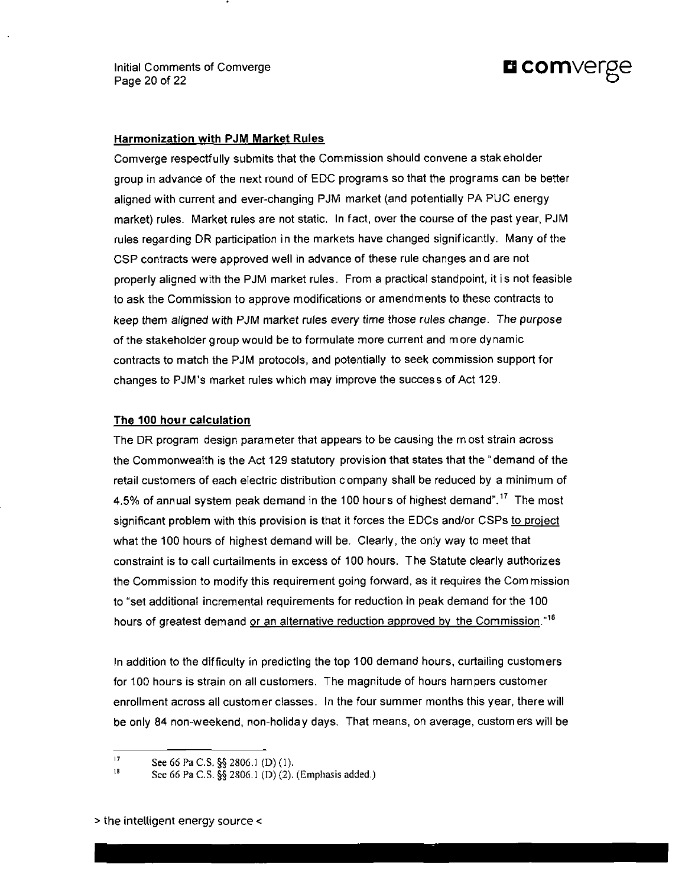**Harmonization with PJM Market Rules**

Comverge respectfully submits that the Commission should convene a stakeholder group in advance of the next round of EDC programs so that the programs can be better aligned with current and ever-changing PJM market (and potentially PA PUC energy market) rules. Market rules are not static. In fact, over the course of the past year, PJM rules regarding DR participation in the markets have changed significantly. Many of the CSP contracts were approved well in advance of these rule changes and are not properly aligned with the PJM market rules. From a practical standpoint, it is not feasible to ask the Commission to approve modifications or amendments to these contracts to keep them aligned with PJM market rules every time those rules change. The purpose of the stakeholder group would be to formulate more current and more dynamic contracts to match the PJM protocols, and potentially to seek commission support for changes to PJM's market rules which may improve the success of Act 129.

**The 100 hour calculation**

The DR program design parameter that appears to be causing the most strain across the Commonwealth is the Act 129 statutory provision that states that the "demand of the retail customers of each electric distribution company shall be reduced by a minimum of 4.5% of annual system peak demand in the 100 hours of highest demand".[17] The most significant problem with this provision is that it forces the EDCs and/or CSPs to project what the 100 hours of highest demand will be. Clearly, the only way to meet that constraint is to call curtailments in excess of 100 hours. The Statute clearly authorizes the Commission to modify this requirement going forward, as it requires the Commission to "set additional incremental requirements for reduction in peak demand for the 100 hours of greatest demand or an alternative reduction approved by the Commission."[18]

In addition to the difficulty in predicting the top 100 demand hours, curtailing customers for 100 hours is strain on all customers. The magnitude of hours hampers customer enrollment across all customer classes. In the four summer months this year, there will be only 84 non-weekend, non-holiday days. That means, on average, customers will be

[17] See 66 Pa C.S. §§ 2806.1 (D) (1).

[18] See 66 Pa C.S. §§ 2806.1 (D) (2). (Emphasis added.)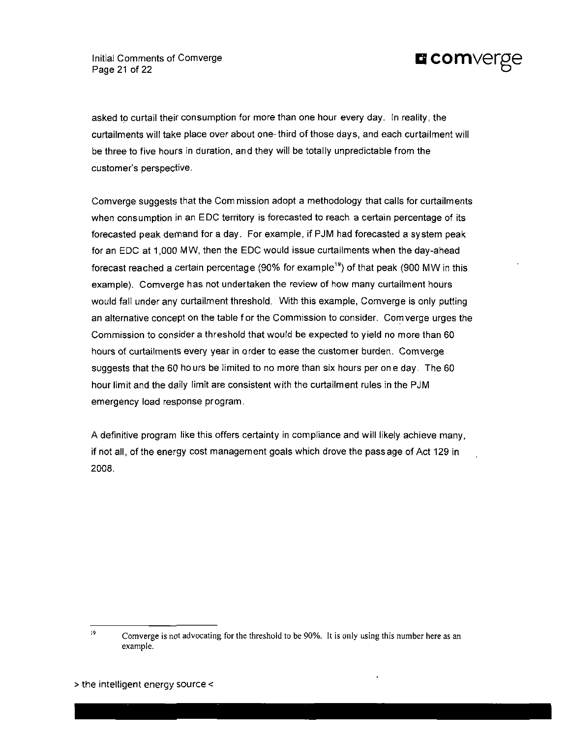asked to curtail their consumption for more than one hour every day. In reality, the curtailments will take place over about one-third of those days, and each curtailment will be three to five hours in duration, and they will be totally unpredictable from the customer's perspective.

Comverge suggests that the Commission adopt a methodology that calls for curtailments when consumption in an EDC territory is forecasted to reach a certain percentage of its forecasted peak demand for a day. For example, if PJM had forecasted a system peak for an EDC at 1,000 MW, then the EDC would issue curtailments when the day-ahead forecast reached a certain percentage (90% for example[19]) of that peak (900 MW in this example). Comverge has not undertaken the review of how many curtailment hours would fall under any curtailment threshold. With this example, Comverge is only putting an alternative concept on the table for the Commission to consider. Comverge urges the Commission to consider a threshold that would be expected to yield no more than 60 hours of curtailments every year in order to ease the customer burden. Comverge suggests that the 60 hours be limited to no more than six hours per one day. The 60 hour limit and the daily limit are consistent with the curtailment rules in the PJM emergency load response program.

A definitive program like this offers certainty in compliance and will likely achieve many, if not all, of the energy cost management goals which drove the passage of Act 129 in 2008.

---

[19] Comverge is not advocating for the threshold to be 90%. It is only using this number here as an example.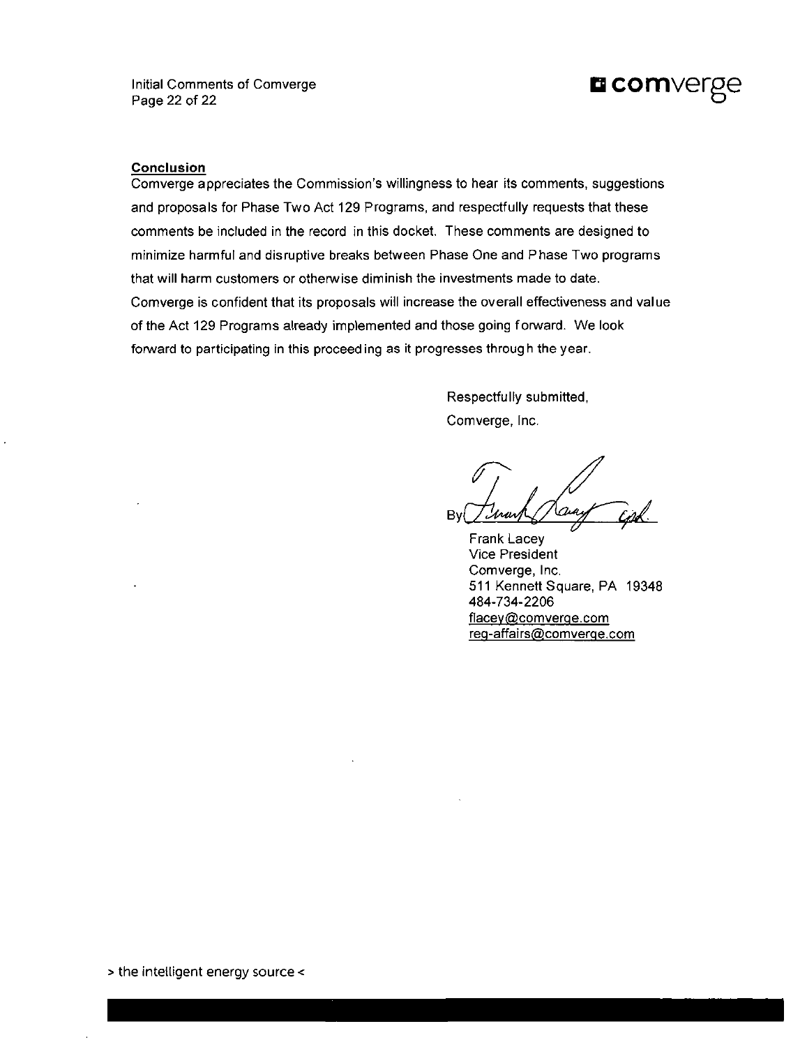**Conclusion**

Comverge appreciates the Commission's willingness to hear its comments, suggestions and proposals for Phase Two Act 129 Programs, and respectfully requests that these comments be included in the record in this docket. These comments are designed to minimize harmful and disruptive breaks between Phase One and Phase Two programs that will harm customers or otherwise diminish the investments made to date. Comverge is confident that its proposals will increase the overall effectiveness and value of the Act 129 Programs already implemented and those going forward. We look forward to participating in this proceeding as it progresses through the year.

Respectfully submitted,

Comverge, Inc.

By ______________________

Frank Lacey
Vice President
Comverge, Inc.
511 Kennett Square, PA 19348
484-734-2206
flacey@comverge.com
reg-affairs@comverge.com

> the intelligent energy source <